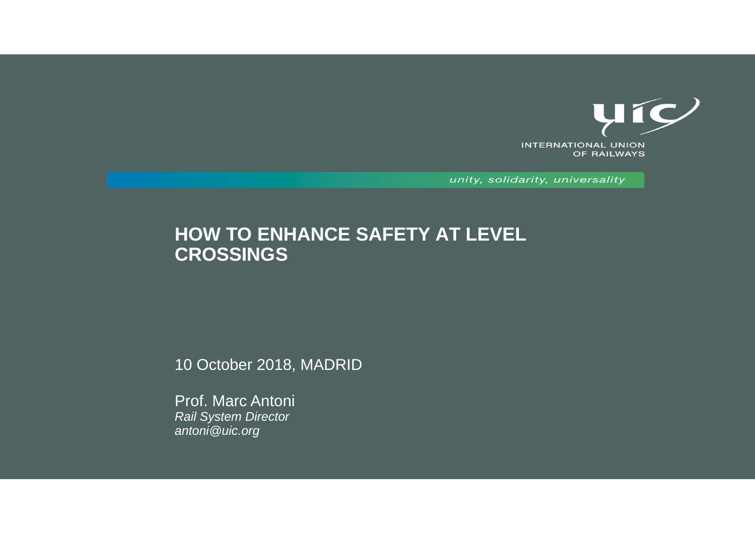INTERNATIONAL UNION OF RAILWAYS

*unity, solidarity, universality*

# HOW TO ENHANCE SAFETY AT LEVEL CROSSINGS

10 October 2018, MADRID

Prof. Marc Antoni
*Rail System Director*
*antoni@uic.org*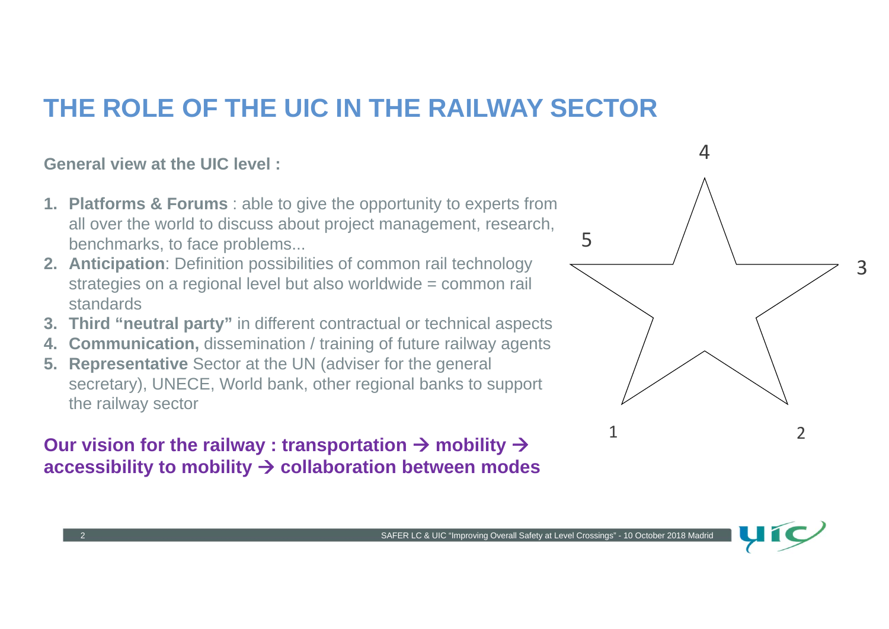# THE ROLE OF THE UIC IN THE RAILWAY SECTOR

**General view at the UIC level :**

1. **Platforms & Forums** : able to give the opportunity to experts from all over the world to discuss about project management, research, benchmarks, to face problems...
2. **Anticipation**: Definition possibilities of common rail technology strategies on a regional level but also worldwide = common rail standards
3. **Third "neutral party"** in different contractual or technical aspects
4. **Communication,** dissemination / training of future railway agents
5. **Representative** Sector at the UN (adviser for the general secretary), UNECE, World bank, other regional banks to support the railway sector

4

5

3

1

2

**Our vision for the railway : transportation → mobility → accessibility to mobility → collaboration between modes**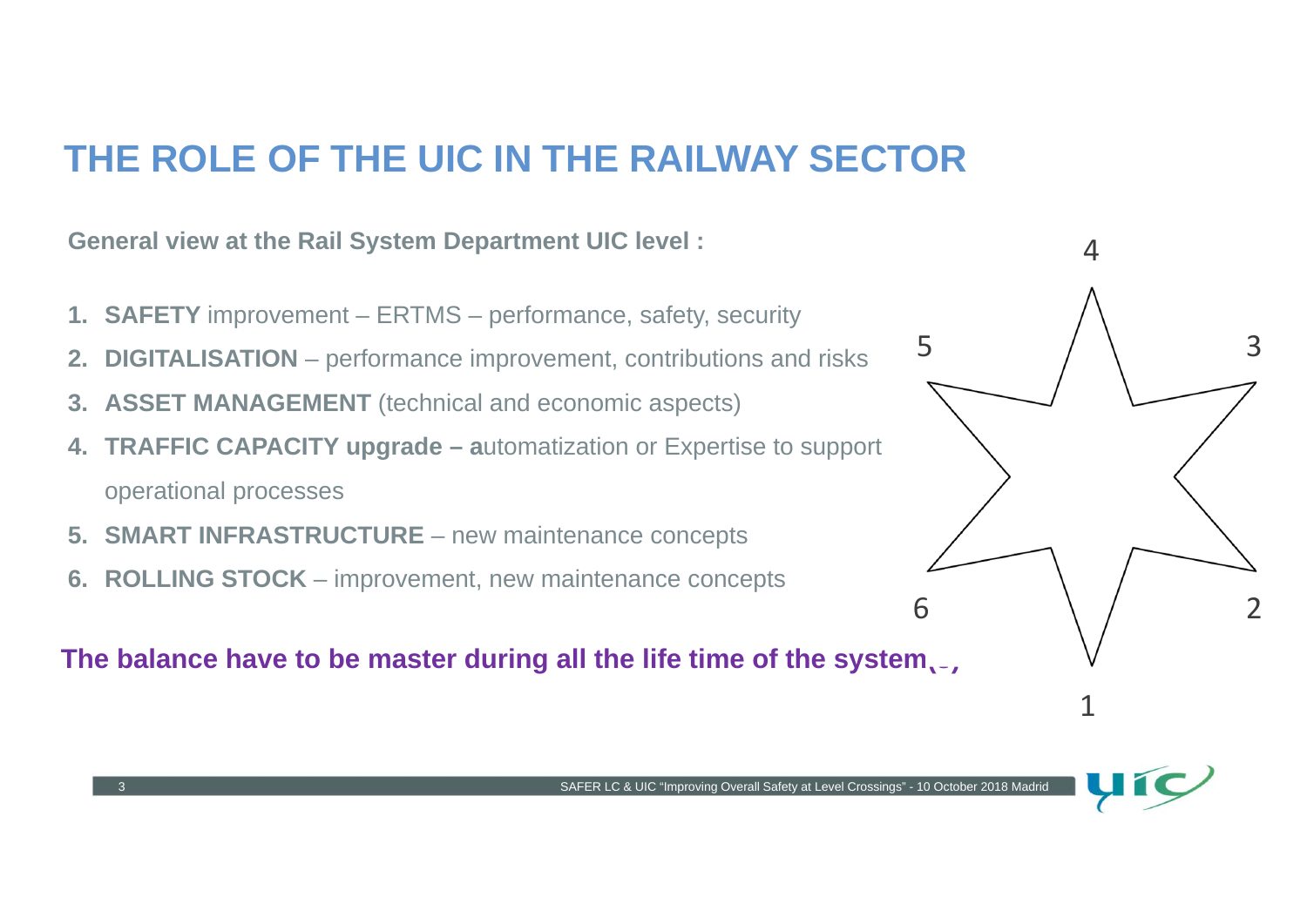# THE ROLE OF THE UIC IN THE RAILWAY SECTOR

**General view at the Rail System Department UIC level :**

1. **SAFETY** improvement – ERTMS – performance, safety, security
2. **DIGITALISATION** – performance improvement, contributions and risks
3. **ASSET MANAGEMENT** (technical and economic aspects)
4. **TRAFFIC CAPACITY upgrade – a**utomatization or Expertise to support operational processes
5. **SMART INFRASTRUCTURE** – new maintenance concepts
6. **ROLLING STOCK** – improvement, new maintenance concepts

4

5

3

6

2

1

**The balance have to be master during all the life time of the system(-)**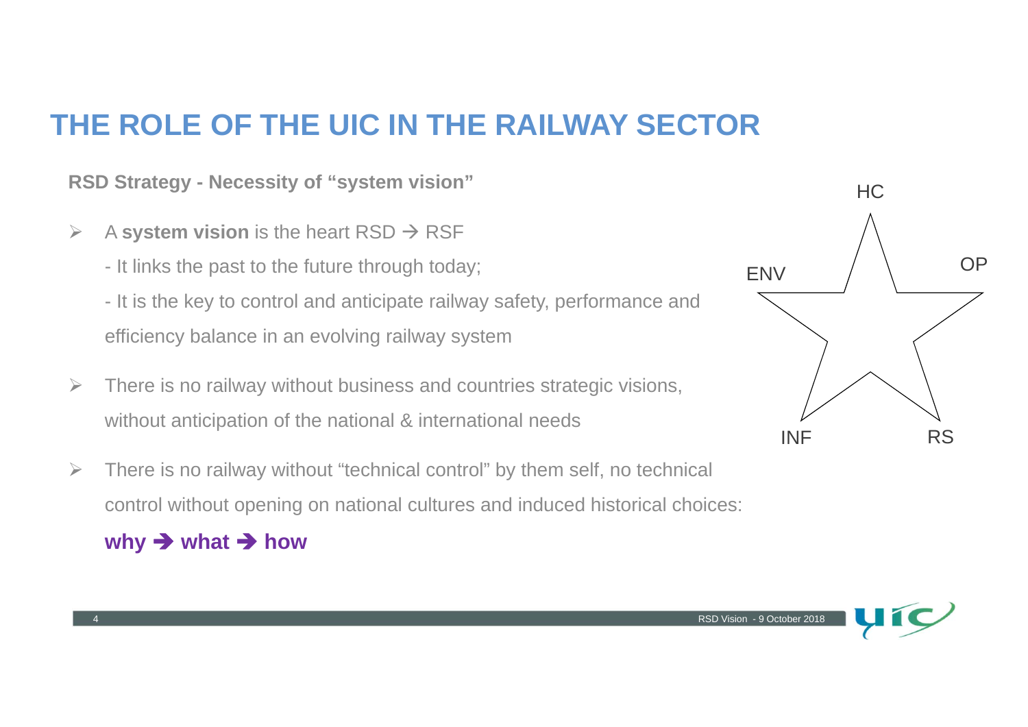# THE ROLE OF THE UIC IN THE RAILWAY SECTOR

**RSD Strategy - Necessity of "system vision"**

- A **system vision** is the heart RSD → RSF
  - It links the past to the future through today;
  - It is the key to control and anticipate railway safety, performance and efficiency balance in an evolving railway system
- There is no railway without business and countries strategic visions, without anticipation of the national & international needs
- There is no railway without "technical control" by them self, no technical control without opening on national cultures and induced historical choices:

  **why ➔ what ➔ how**

HC

ENV

OP

INF

RS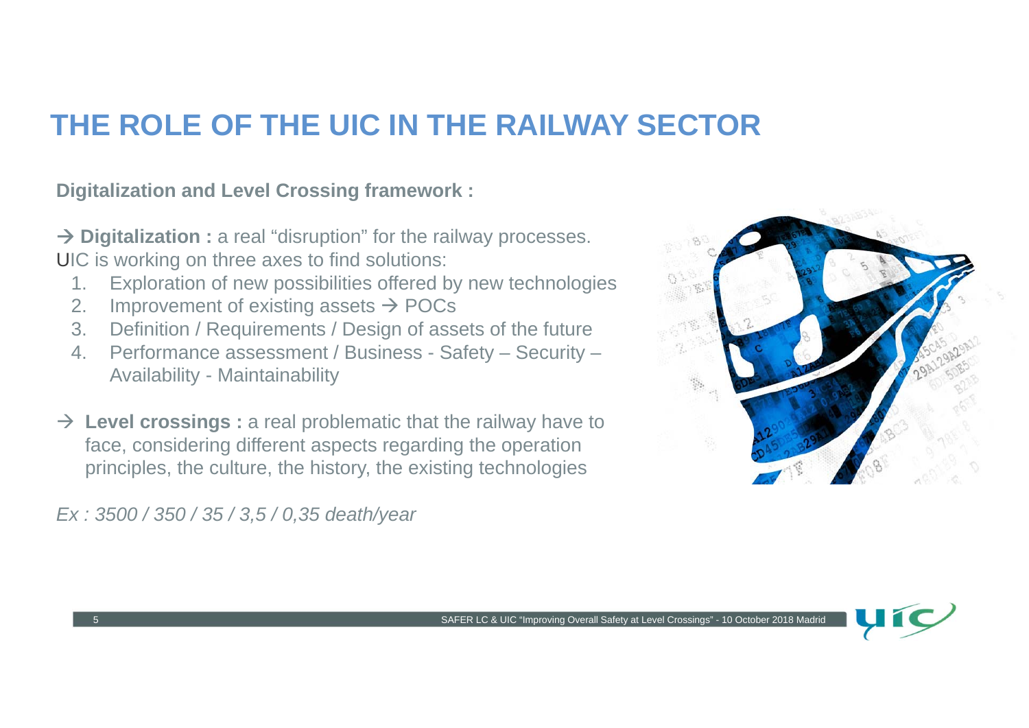# THE ROLE OF THE UIC IN THE RAILWAY SECTOR

**Digitalization and Level Crossing framework :**

→ **Digitalization :** a real “disruption” for the railway processes.
UIC is working on three axes to find solutions:

1. Exploration of new possibilities offered by new technologies
2. Improvement of existing assets → POCs
3. Definition / Requirements / Design of assets of the future
4. Performance assessment / Business - Safety – Security – Availability - Maintainability

→ **Level crossings :** a real problematic that the railway have to face, considering different aspects regarding the operation principles, the culture, the history, the existing technologies

*Ex : 3500 / 350 / 35 / 3,5 / 0,35 death/year*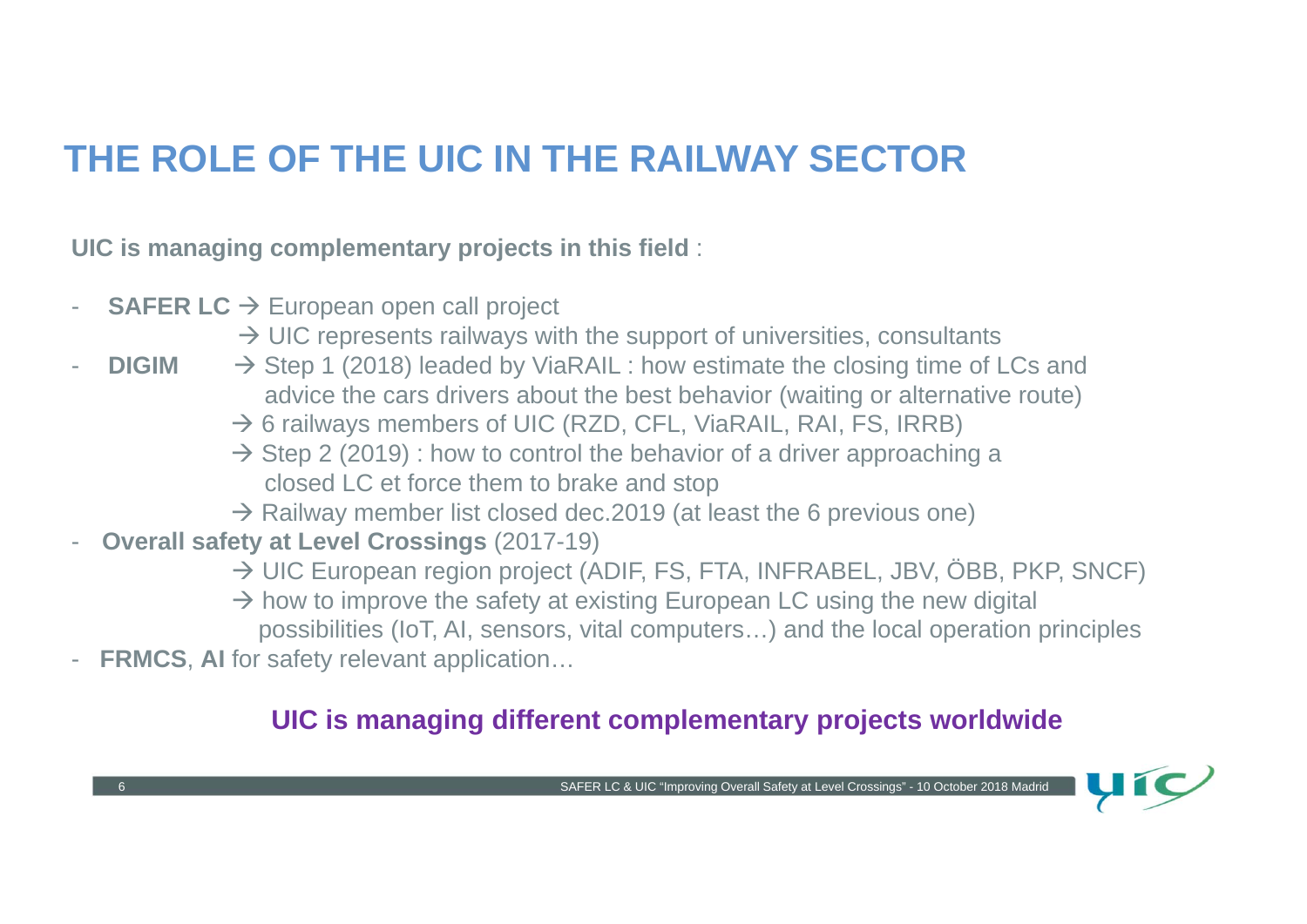# THE ROLE OF THE UIC IN THE RAILWAY SECTOR

**UIC is managing complementary projects in this field** :

- **SAFER LC** → European open call project
  → UIC represents railways with the support of universities, consultants
- **DIGIM** → Step 1 (2018) leaded by ViaRAIL : how estimate the closing time of LCs and advice the cars drivers about the best behavior (waiting or alternative route)
  → 6 railways members of UIC (RZD, CFL, ViaRAIL, RAI, FS, IRRB)
  → Step 2 (2019) : how to control the behavior of a driver approaching a closed LC et force them to brake and stop
  → Railway member list closed dec.2019 (at least the 6 previous one)
- **Overall safety at Level Crossings** (2017-19)
  → UIC European region project (ADIF, FS, FTA, INFRABEL, JBV, ÖBB, PKP, SNCF)
  → how to improve the safety at existing European LC using the new digital possibilities (IoT, AI, sensors, vital computers…) and the local operation principles
- **FRMCS**, **AI** for safety relevant application…

**UIC is managing different complementary projects worldwide**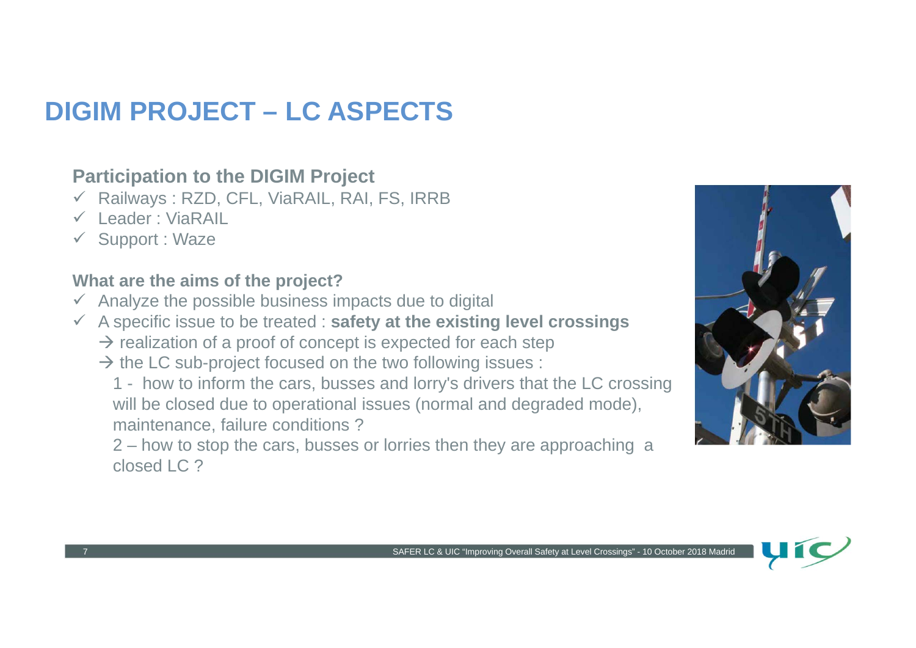# DIGIM PROJECT – LC ASPECTS

**Participation to the DIGIM Project**

- ✓ Railways : RZD, CFL, ViaRAIL, RAI, FS, IRRB
- ✓ Leader : ViaRAIL
- ✓ Support : Waze

**What are the aims of the project?**

- ✓ Analyze the possible business impacts due to digital
- ✓ A specific issue to be treated : **safety at the existing level crossings**
  - → realization of a proof of concept is expected for each step
  - → the LC sub-project focused on the two following issues :
    - 1 - how to inform the cars, busses and lorry's drivers that the LC crossing will be closed due to operational issues (normal and degraded mode), maintenance, failure conditions ?
    - 2 – how to stop the cars, busses or lorries then they are approaching a closed LC ?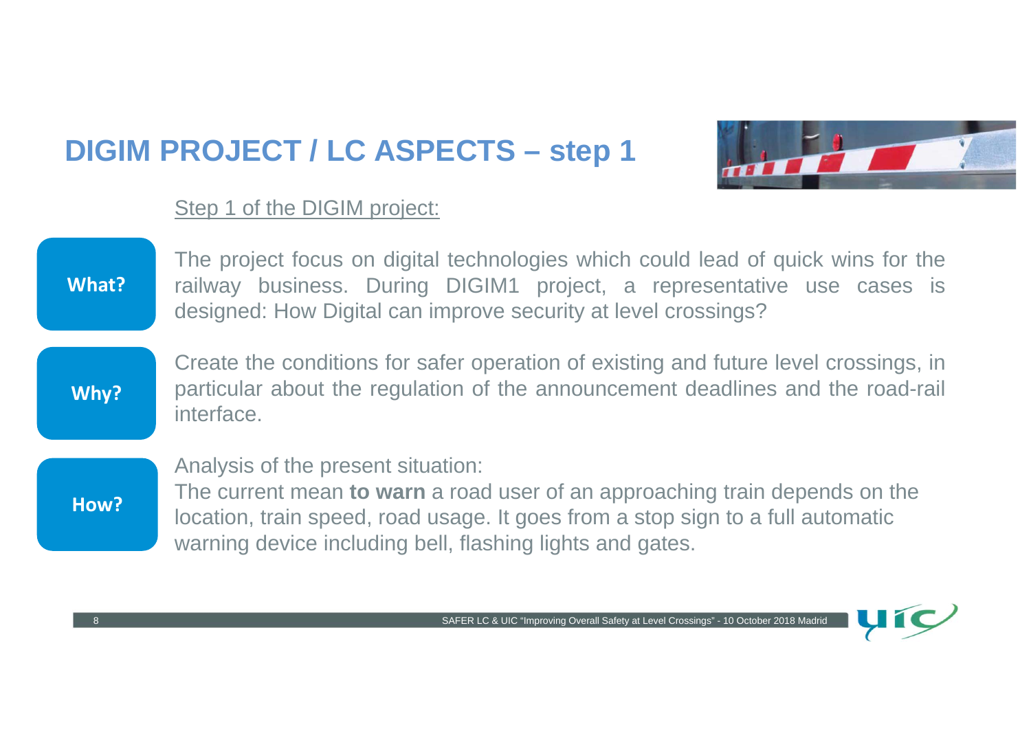# DIGIM PROJECT / LC ASPECTS – step 1

Step 1 of the DIGIM project:

**What?**

The project focus on digital technologies which could lead of quick wins for the railway business. During DIGIM1 project, a representative use cases is designed: How Digital can improve security at level crossings?

**Why?**

Create the conditions for safer operation of existing and future level crossings, in particular about the regulation of the announcement deadlines and the road-rail interface.

**How?**

Analysis of the present situation:

The current mean **to warn** a road user of an approaching train depends on the location, train speed, road usage. It goes from a stop sign to a full automatic warning device including bell, flashing lights and gates.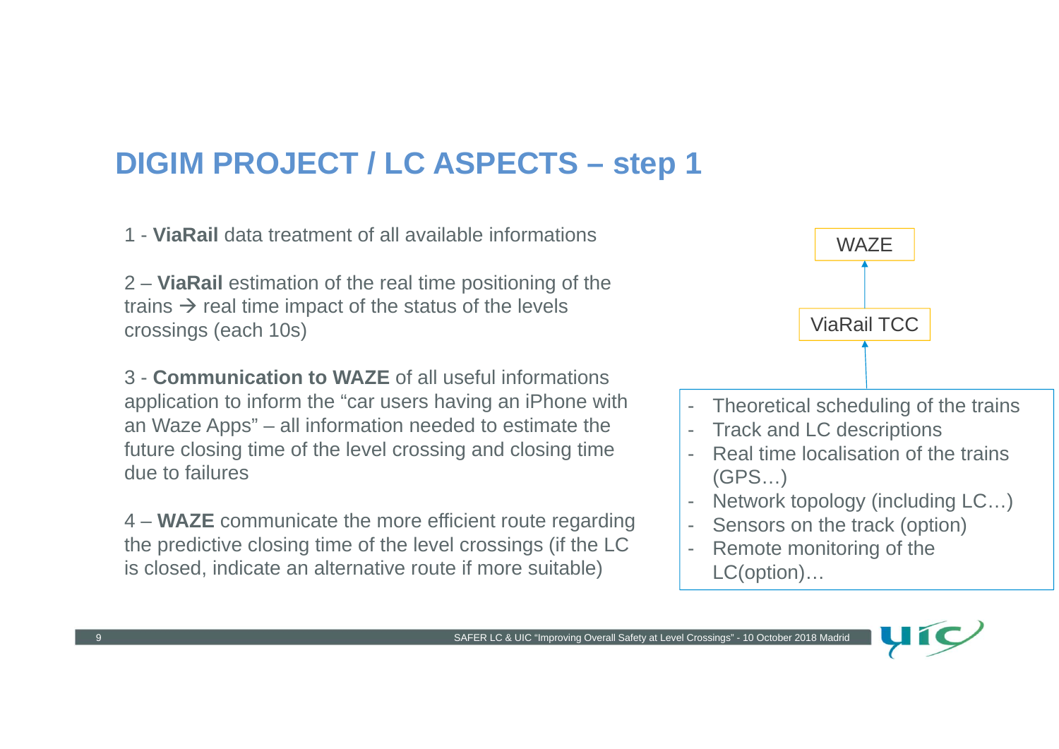# DIGIM PROJECT / LC ASPECTS – step 1

1 - **ViaRail** data treatment of all available informations

2 – **ViaRail** estimation of the real time positioning of the trains → real time impact of the status of the levels crossings (each 10s)

3 - **Communication to WAZE** of all useful informations application to inform the "car users having an iPhone with an Waze Apps" – all information needed to estimate the future closing time of the level crossing and closing time due to failures

4 – **WAZE** communicate the more efficient route regarding the predictive closing time of the level crossings (if the LC is closed, indicate an alternative route if more suitable)

WAZE

ViaRail TCC

- Theoretical scheduling of the trains
- Track and LC descriptions
- Real time localisation of the trains (GPS…)
- Network topology (including LC…)
- Sensors on the track (option)
- Remote monitoring of the LC(option)…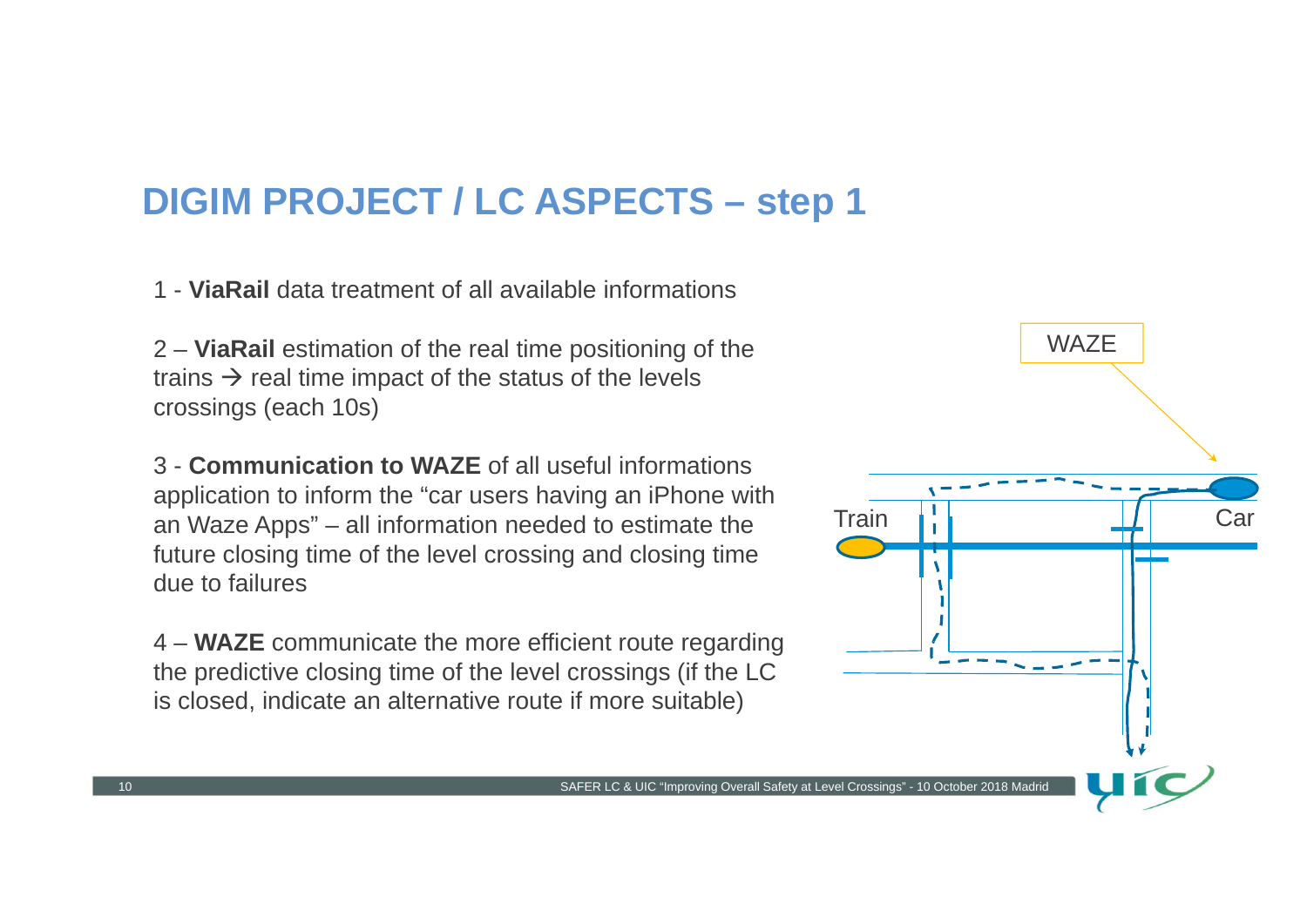# DIGIM PROJECT / LC ASPECTS – step 1

1 - **ViaRail** data treatment of all available informations

2 – **ViaRail** estimation of the real time positioning of the trains → real time impact of the status of the levels crossings (each 10s)

3 - **Communication to WAZE** of all useful informations application to inform the “car users having an iPhone with an Waze Apps” – all information needed to estimate the future closing time of the level crossing and closing time due to failures

4 – **WAZE** communicate the more efficient route regarding the predictive closing time of the level crossings (if the LC is closed, indicate an alternative route if more suitable)

WAZE

Train

Car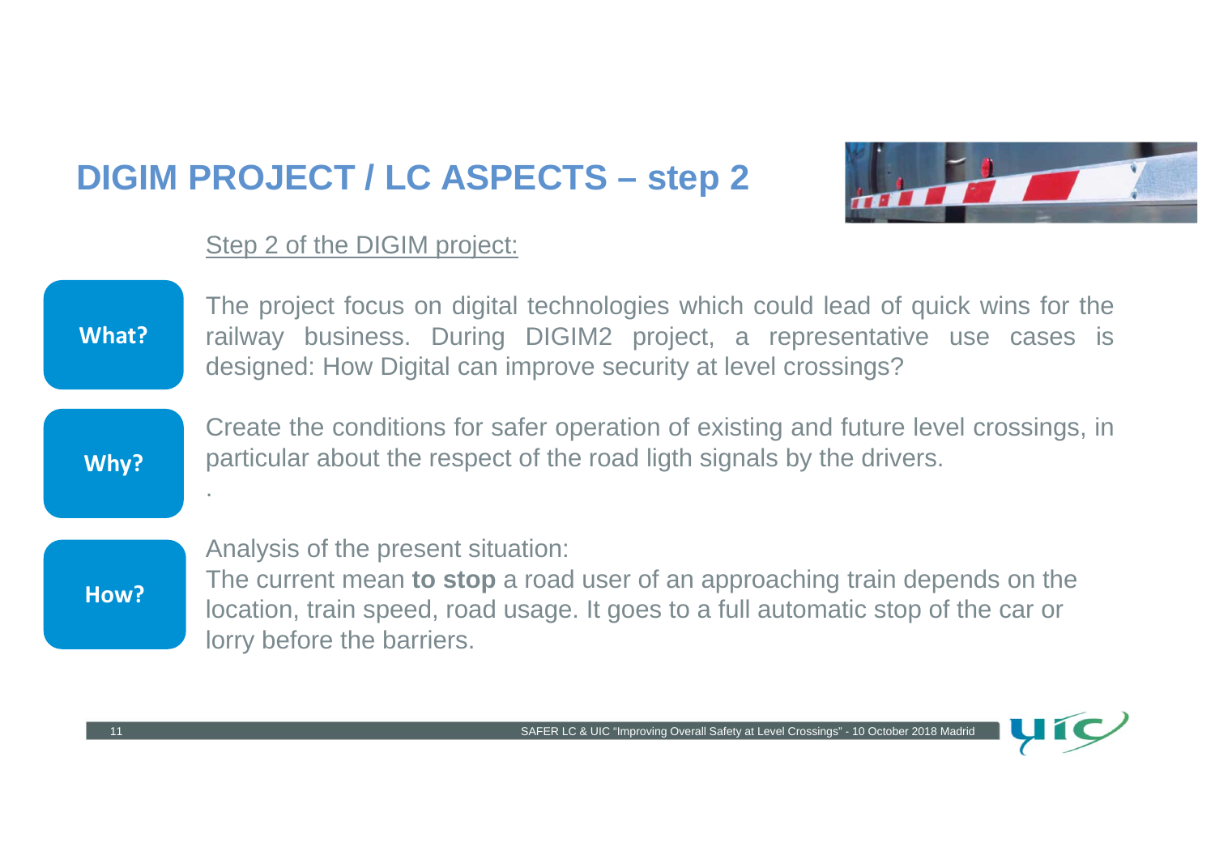# DIGIM PROJECT / LC ASPECTS – step 2

Step 2 of the DIGIM project:

**What?**

The project focus on digital technologies which could lead of quick wins for the railway business. During DIGIM2 project, a representative use cases is designed: How Digital can improve security at level crossings?

**Why?**

Create the conditions for safer operation of existing and future level crossings, in particular about the respect of the road ligth signals by the drivers.

.

**How?**

Analysis of the present situation:
The current mean **to stop** a road user of an approaching train depends on the location, train speed, road usage. It goes to a full automatic stop of the car or lorry before the barriers.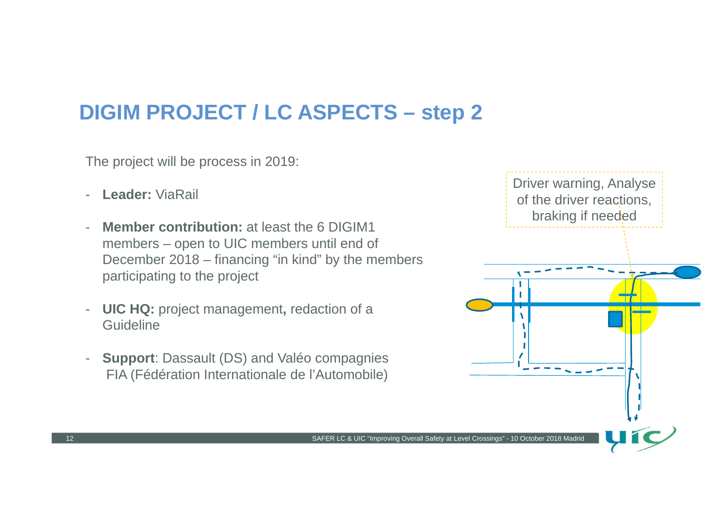## DIGIM PROJECT / LC ASPECTS – step 2

The project will be process in 2019:

- **Leader:** ViaRail
- **Member contribution:** at least the 6 DIGIM1 members – open to UIC members until end of December 2018 – financing "in kind" by the members participating to the project
- **UIC HQ:** project management**,** redaction of a Guideline
- **Support**: Dassault (DS) and Valéo compagnies FIA (Fédération Internationale de l'Automobile)

Driver warning, Analyse of the driver reactions, braking if needed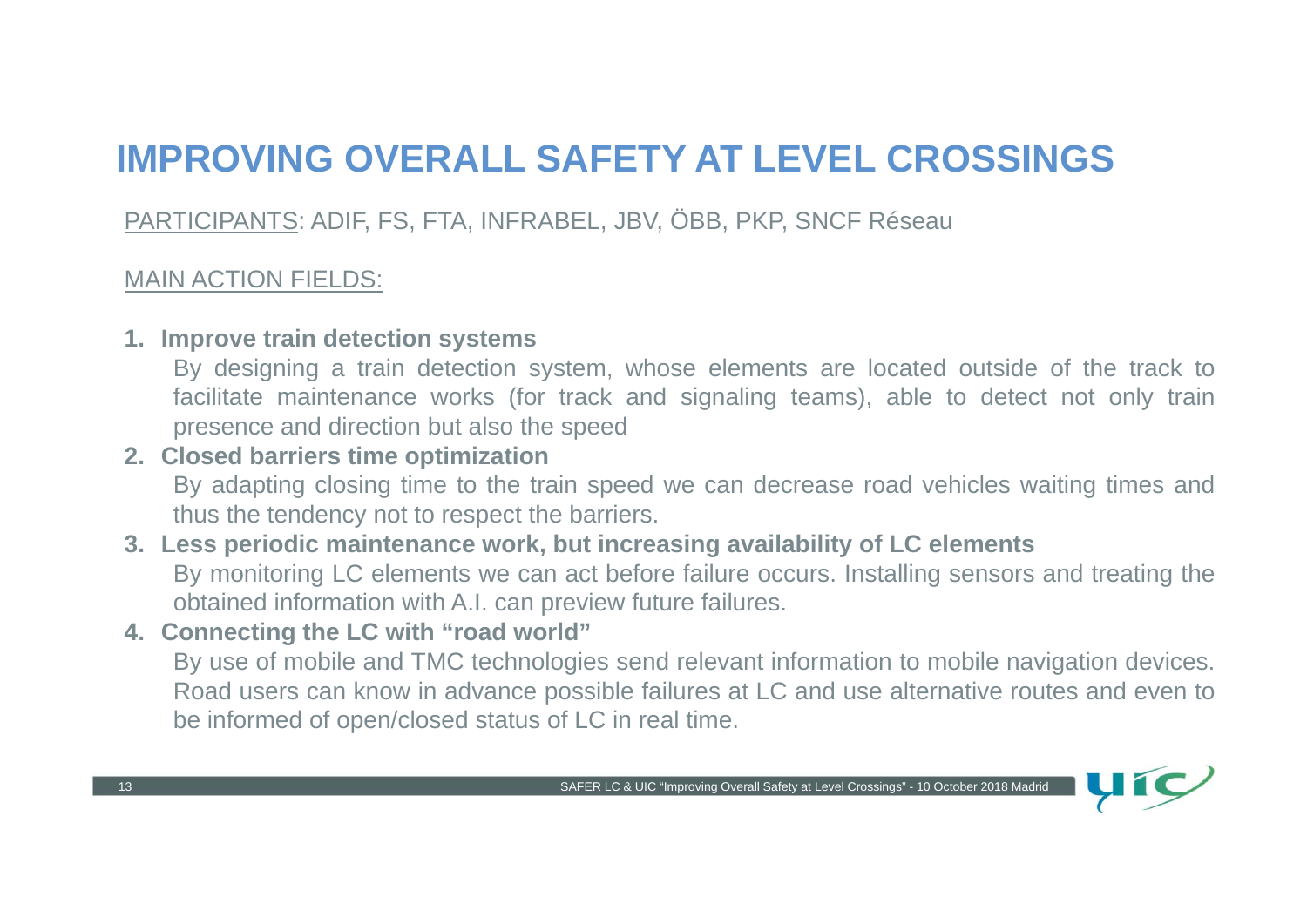# IMPROVING OVERALL SAFETY AT LEVEL CROSSINGS

PARTICIPANTS: ADIF, FS, FTA, INFRABEL, JBV, ÖBB, PKP, SNCF Réseau

MAIN ACTION FIELDS:

1. **Improve train detection systems**

   By designing a train detection system, whose elements are located outside of the track to facilitate maintenance works (for track and signaling teams), able to detect not only train presence and direction but also the speed

2. **Closed barriers time optimization**

   By adapting closing time to the train speed we can decrease road vehicles waiting times and thus the tendency not to respect the barriers.

3. **Less periodic maintenance work, but increasing availability of LC elements**

   By monitoring LC elements we can act before failure occurs. Installing sensors and treating the obtained information with A.I. can preview future failures.

4. **Connecting the LC with "road world"**

   By use of mobile and TMC technologies send relevant information to mobile navigation devices. Road users can know in advance possible failures at LC and use alternative routes and even to be informed of open/closed status of LC in real time.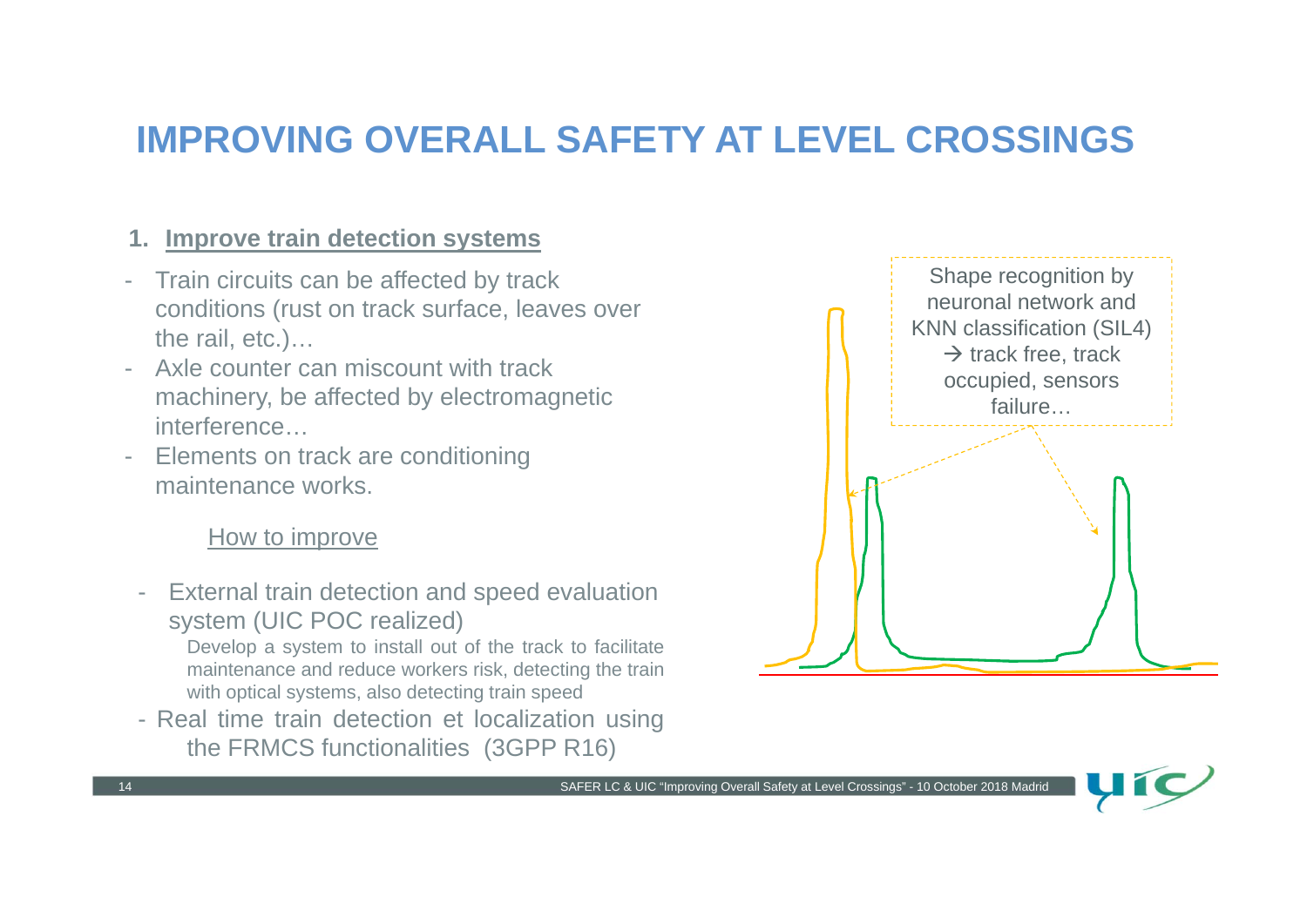# IMPROVING OVERALL SAFETY AT LEVEL CROSSINGS

**1. Improve train detection systems**

- Train circuits can be affected by track conditions (rust on track surface, leaves over the rail, etc.)…
- Axle counter can miscount with track machinery, be affected by electromagnetic interference…
- Elements on track are conditioning maintenance works.

How to improve

- External train detection and speed evaluation system (UIC POC realized)

  Develop a system to install out of the track to facilitate maintenance and reduce workers risk, detecting the train with optical systems, also detecting train speed

- Real time train detection et localization using the FRMCS functionalities (3GPP R16)

Shape recognition by neuronal network and KNN classification (SIL4)
→ track free, track occupied, sensors failure…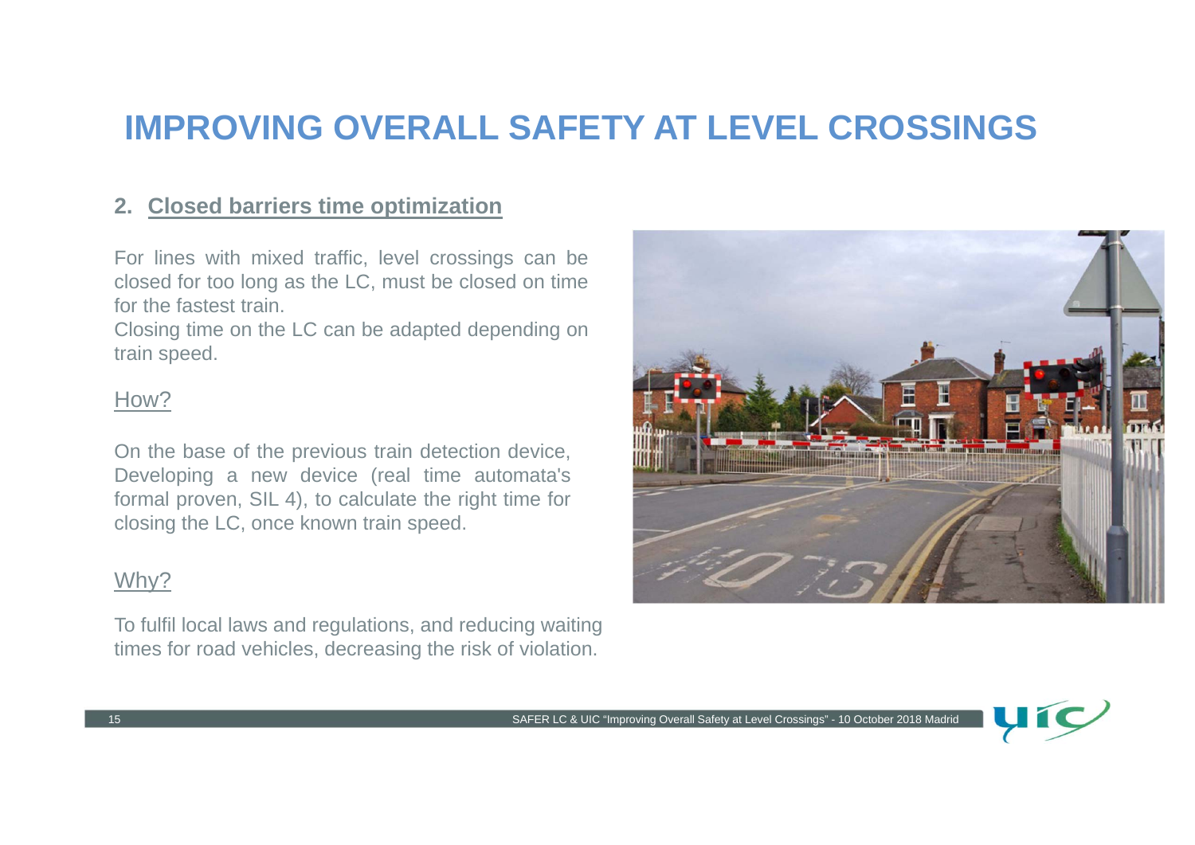# IMPROVING OVERALL SAFETY AT LEVEL CROSSINGS

## 2. Closed barriers time optimization

For lines with mixed traffic, level crossings can be closed for too long as the LC, must be closed on time for the fastest train.
Closing time on the LC can be adapted depending on train speed.

### How?

On the base of the previous train detection device, Developing a new device (real time automata's formal proven, SIL 4), to calculate the right time for closing the LC, once known train speed.

### Why?

To fulfil local laws and regulations, and reducing waiting times for road vehicles, decreasing the risk of violation.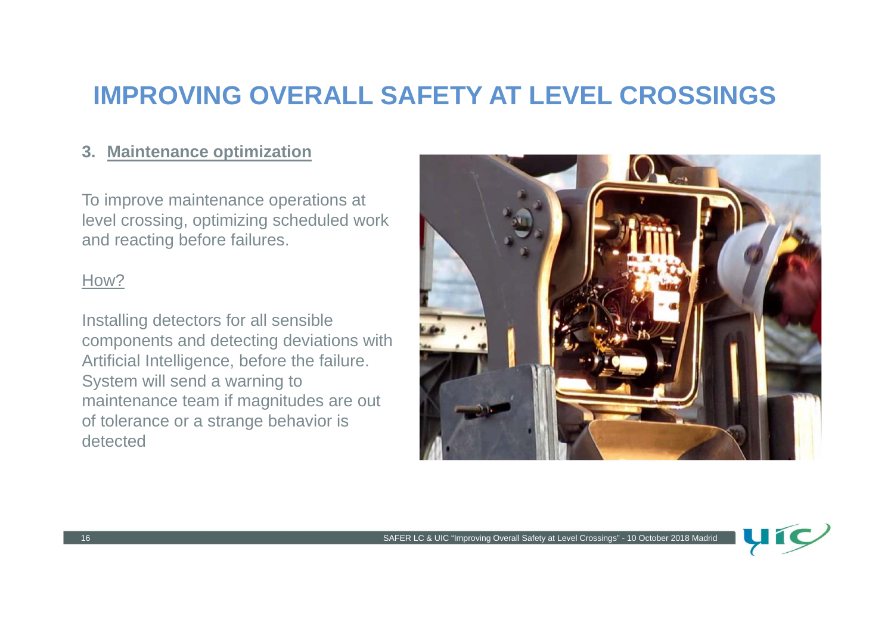# IMPROVING OVERALL SAFETY AT LEVEL CROSSINGS

## 3. Maintenance optimization

To improve maintenance operations at level crossing, optimizing scheduled work and reacting before failures.

How?

Installing detectors for all sensible components and detecting deviations with Artificial Intelligence, before the failure. System will send a warning to maintenance team if magnitudes are out of tolerance or a strange behavior is detected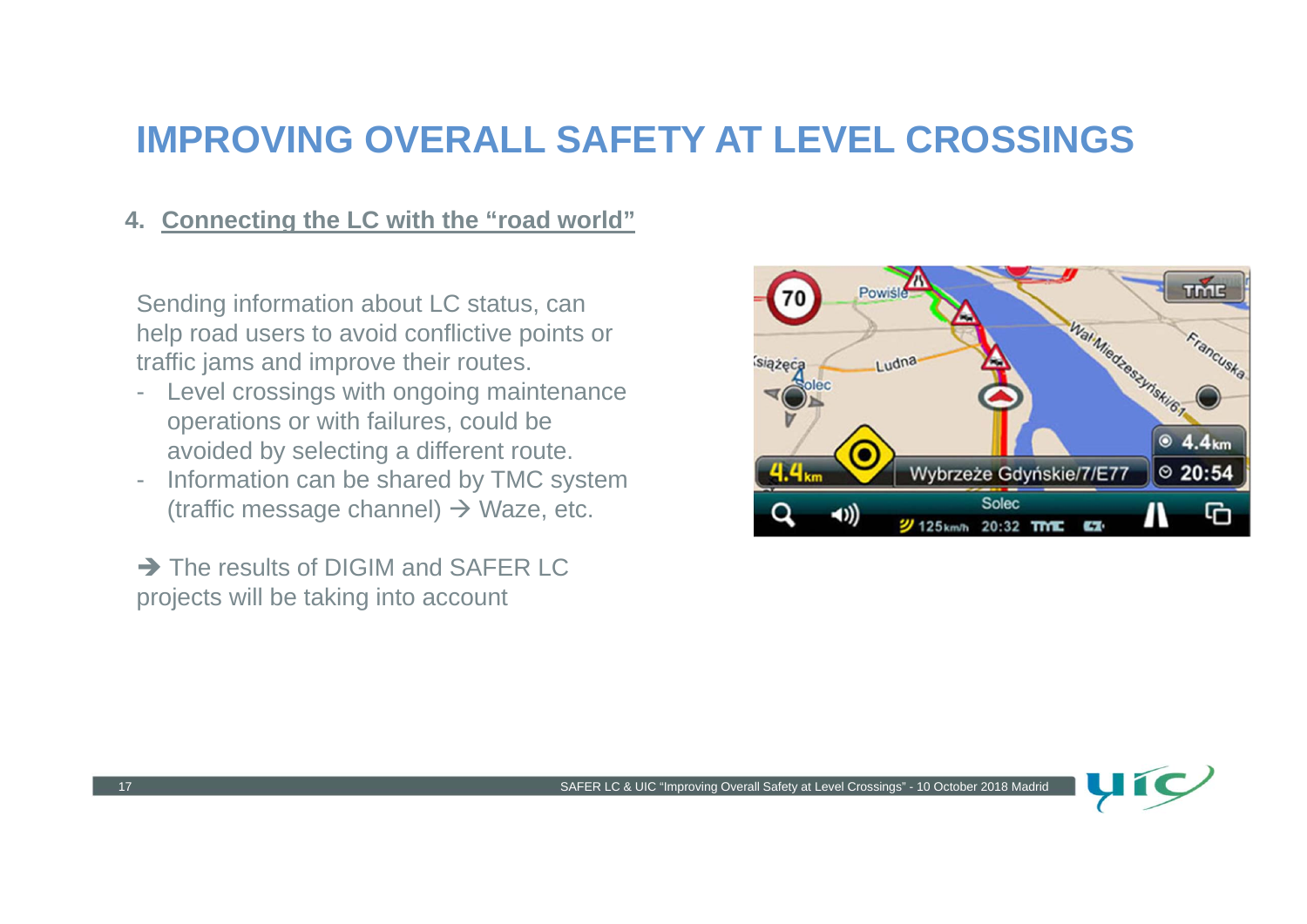# IMPROVING OVERALL SAFETY AT LEVEL CROSSINGS

## 4. Connecting the LC with the "road world"

Sending information about LC status, can help road users to avoid conflictive points or traffic jams and improve their routes.

- Level crossings with ongoing maintenance operations or with failures, could be avoided by selecting a different route.
- Information can be shared by TMC system (traffic message channel) → Waze, etc.

→ The results of DIGIM and SAFER LC projects will be taking into account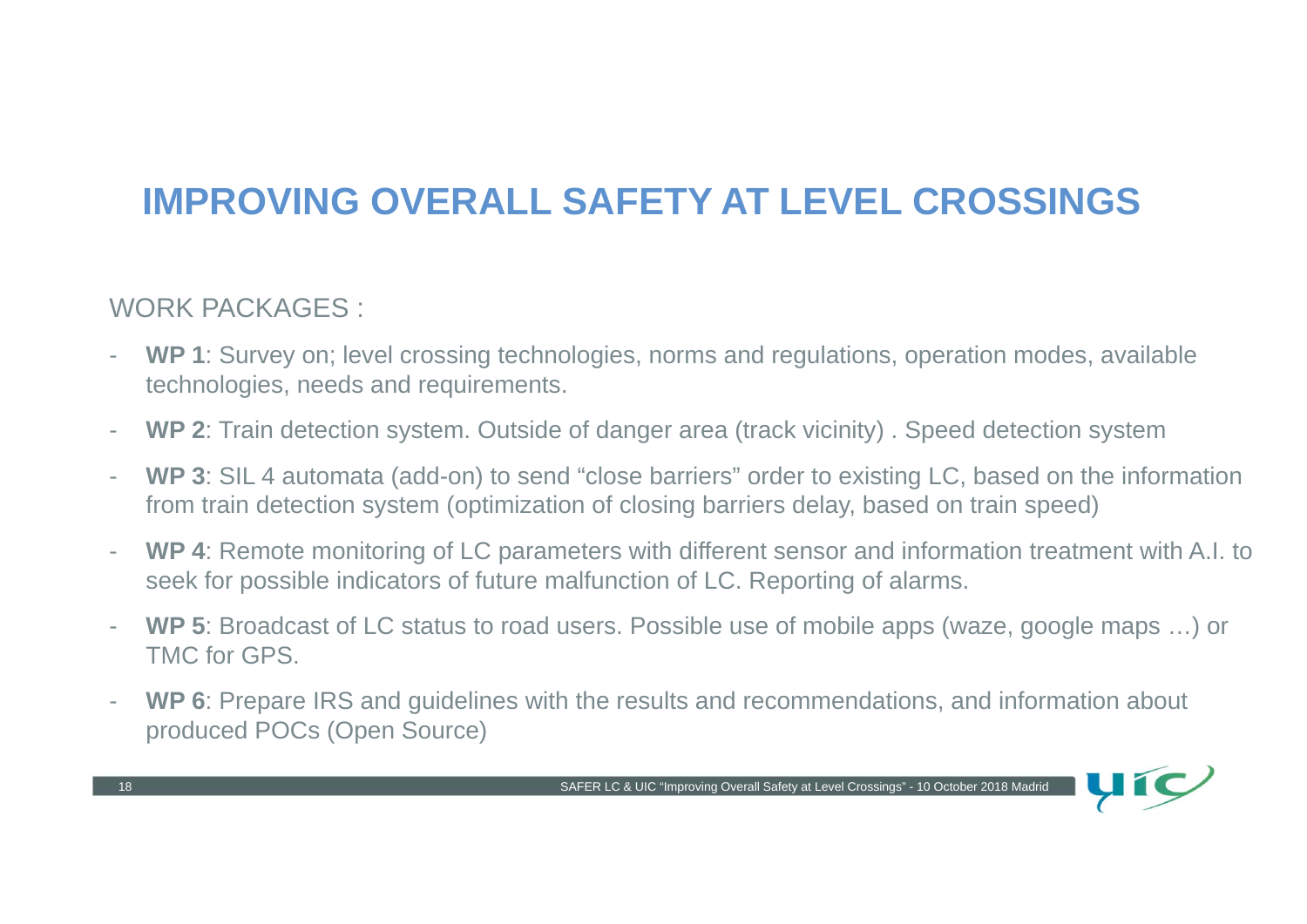# IMPROVING OVERALL SAFETY AT LEVEL CROSSINGS

WORK PACKAGES :

- **WP 1**: Survey on; level crossing technologies, norms and regulations, operation modes, available technologies, needs and requirements.
- **WP 2**: Train detection system. Outside of danger area (track vicinity) . Speed detection system
- **WP 3**: SIL 4 automata (add-on) to send “close barriers” order to existing LC, based on the information from train detection system (optimization of closing barriers delay, based on train speed)
- **WP 4**: Remote monitoring of LC parameters with different sensor and information treatment with A.I. to seek for possible indicators of future malfunction of LC. Reporting of alarms.
- **WP 5**: Broadcast of LC status to road users. Possible use of mobile apps (waze, google maps …) or TMC for GPS.
- **WP 6**: Prepare IRS and guidelines with the results and recommendations, and information about produced POCs (Open Source)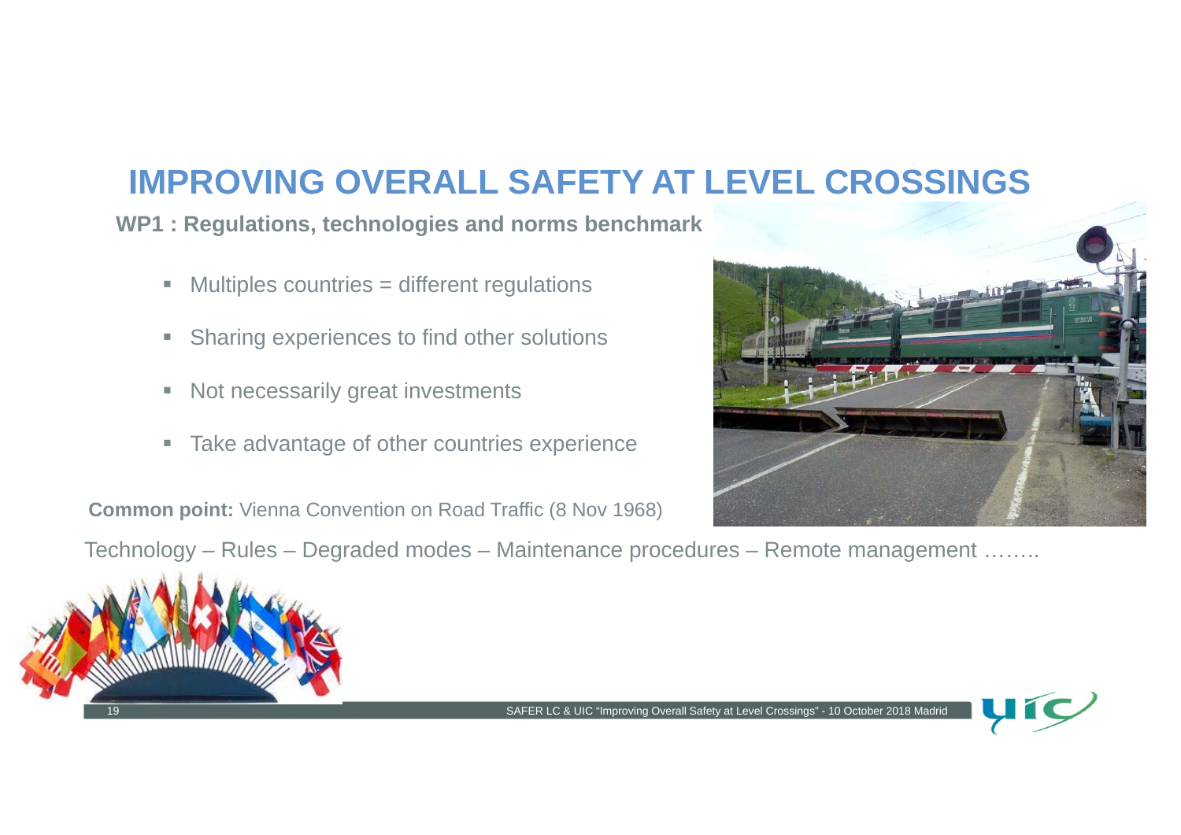# IMPROVING OVERALL SAFETY AT LEVEL CROSSINGS

**WP1 : Regulations, technologies and norms benchmark**

- Multiples countries = different regulations
- Sharing experiences to find other solutions
- Not necessarily great investments
- Take advantage of other countries experience

**Common point:** Vienna Convention on Road Traffic (8 Nov 1968)

Technology – Rules – Degraded modes – Maintenance procedures – Remote management ……..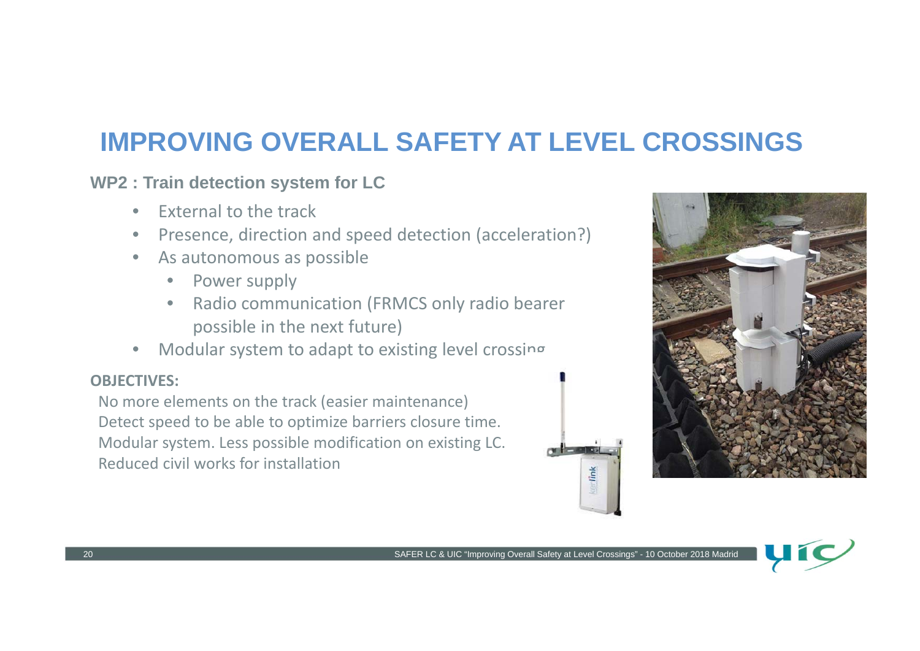# IMPROVING OVERALL SAFETY AT LEVEL CROSSINGS

## WP2 : Train detection system for LC

- External to the track
- Presence, direction and speed detection (acceleration?)
- As autonomous as possible
  - Power supply
  - Radio communication (FRMCS only radio bearer possible in the next future)
- Modular system to adapt to existing level crossing

**OBJECTIVES:**

No more elements on the track (easier maintenance)
Detect speed to be able to optimize barriers closure time.
Modular system. Less possible modification on existing LC.
Reduced civil works for installation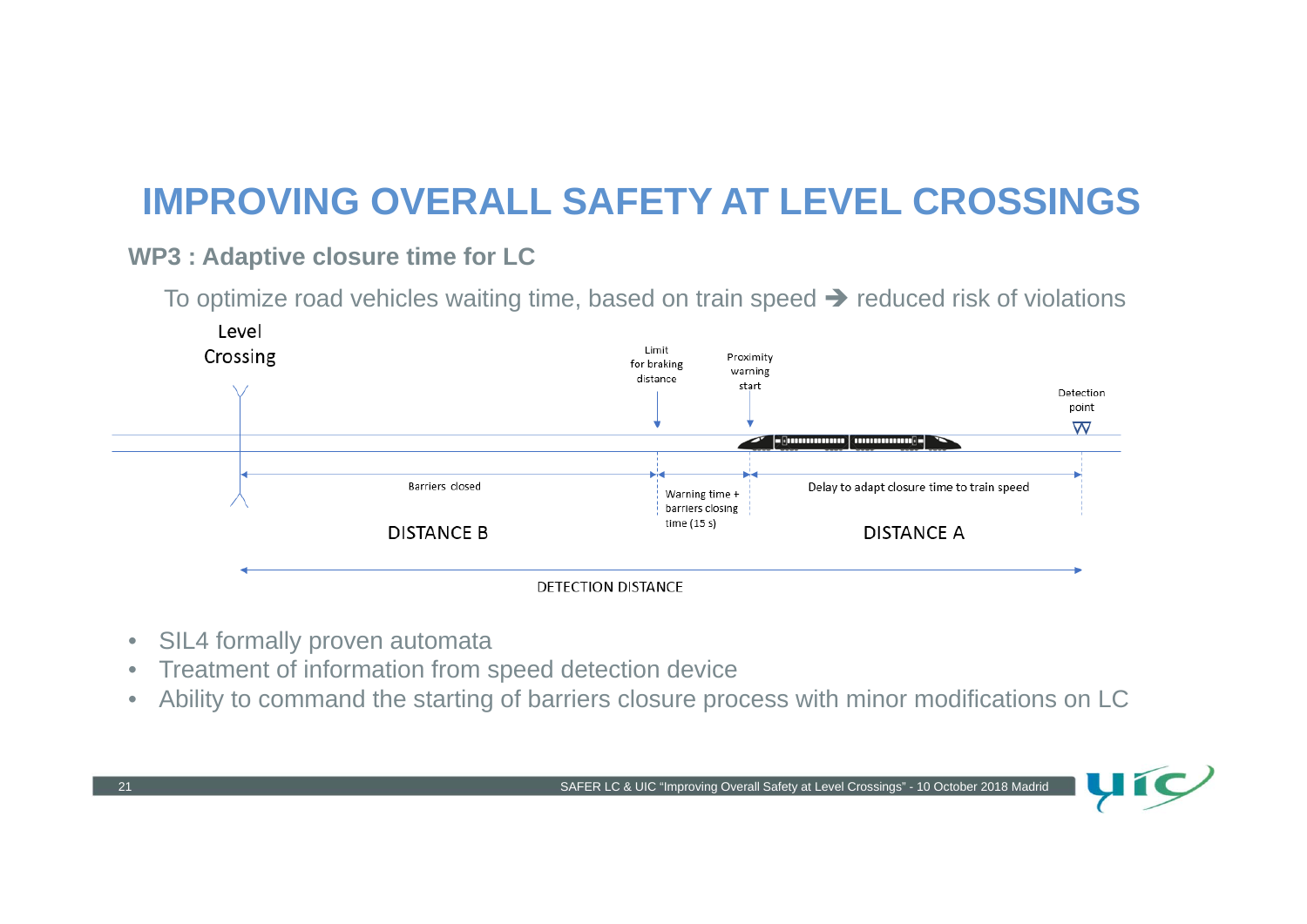# IMPROVING OVERALL SAFETY AT LEVEL CROSSINGS

## WP3 : Adaptive closure time for LC

To optimize road vehicles waiting time, based on train speed ➔ reduced risk of violations

Level Crossing

Limit for braking distance

Proximity warning start

Detection point

Barriers closed

Warning time + barriers closing time (15 s)

Delay to adapt closure time to train speed

DISTANCE B

DISTANCE A

DETECTION DISTANCE

- SIL4 formally proven automata
- Treatment of information from speed detection device
- Ability to command the starting of barriers closure process with minor modifications on LC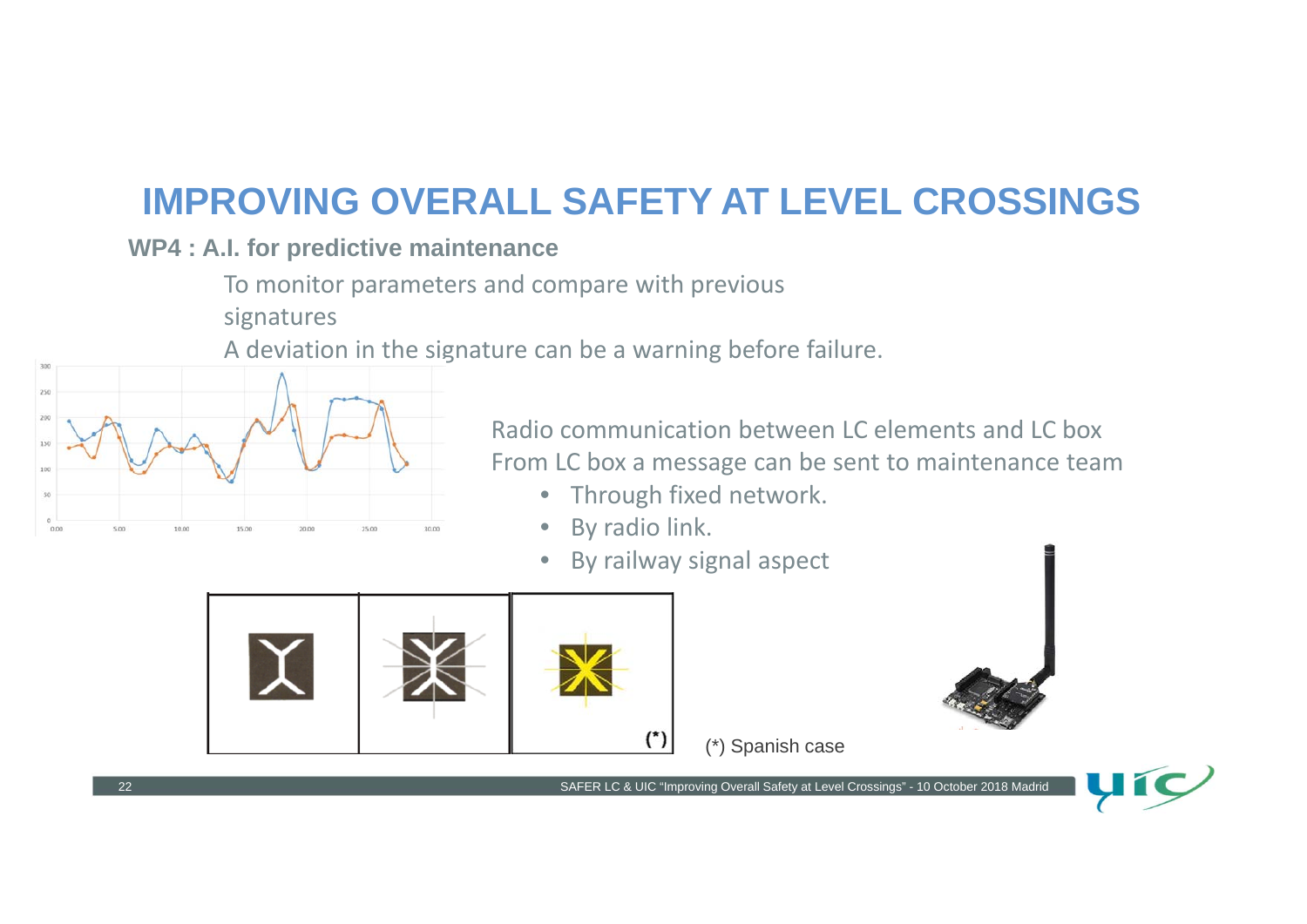# IMPROVING OVERALL SAFETY AT LEVEL CROSSINGS

## WP4 : A.I. for predictive maintenance

To monitor parameters and compare with previous signatures

A deviation in the signature can be a warning before failure.

300
250
200
150
100
50
0
0.00
5.00
10.00
15.00
20.00
25.00
30.00

Radio communication between LC elements and LC box

From LC box a message can be sent to maintenance team

- Through fixed network.
- By radio link.
- By railway signal aspect

(*)

(*) Spanish case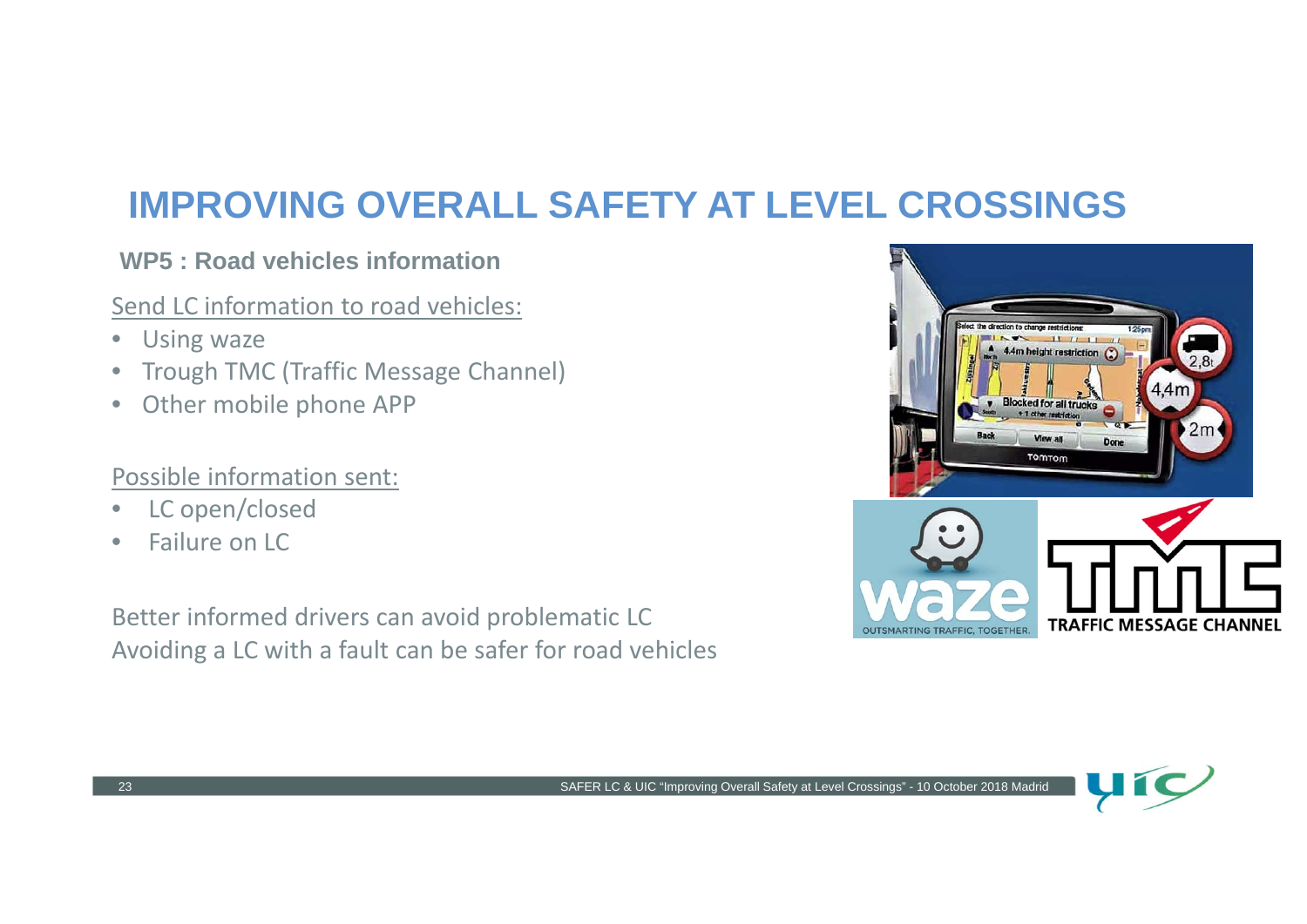# IMPROVING OVERALL SAFETY AT LEVEL CROSSINGS

## WP5 : Road vehicles information

Send LC information to road vehicles:

- Using waze
- Trough TMC (Traffic Message Channel)
- Other mobile phone APP

Possible information sent:

- LC open/closed
- Failure on LC

Better informed drivers can avoid problematic LC
Avoiding a LC with a fault can be safer for road vehicles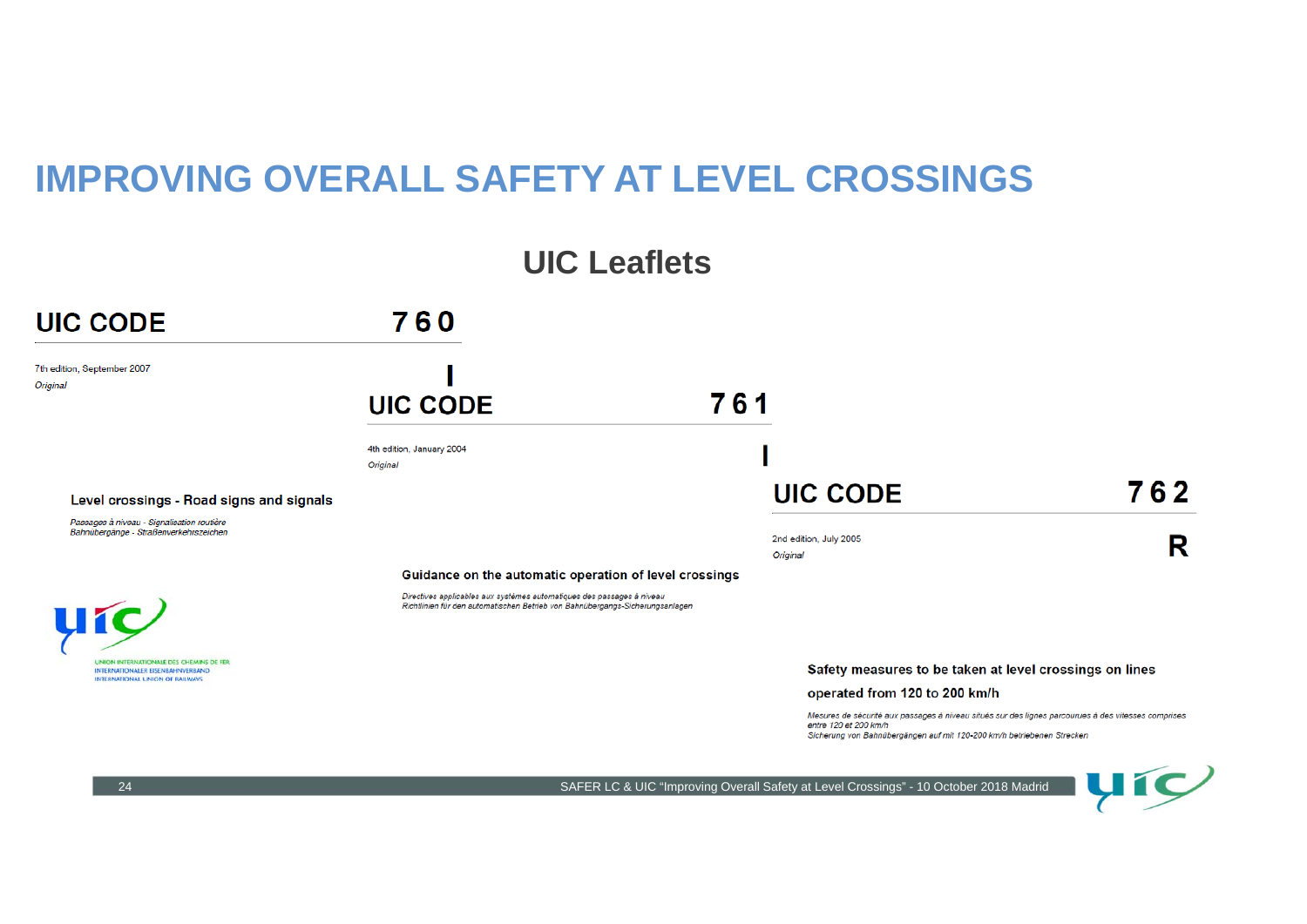# IMPROVING OVERALL SAFETY AT LEVEL CROSSINGS

## UIC Leaflets

**UIC CODE 760**

7th edition, September 2007
*Original*

I

**Level crossings - Road signs and signals**

*Passages à niveau - Signalisation routière*
*Bahnübergänge - Straßenverkehrszeichen*

UNION INTERNATIONALE DES CHEMINS DE FER
INTERNATIONALER EISENBAHNVERBAND
INTERNATIONAL UNION OF RAILWAYS

**UIC CODE 761**

4th edition, January 2004
*Original*

I

**Guidance on the automatic operation of level crossings**

*Directives applicables aux systèmes automatiques des passages à niveau*
*Richtlinien für den automatischen Betrieb von Bahnübergangs-Sicherungsanlagen*

**UIC CODE 762**

2nd edition, July 2005
*Original*

R

**Safety measures to be taken at level crossings on lines operated from 120 to 200 km/h**

*Mesures de sécurité aux passages à niveau situés sur des lignes parcourues à des vitesses comprises entre 120 et 200 km/h*
*Sicherung von Bahnübergängen auf mit 120-200 km/h betriebenen Strecken*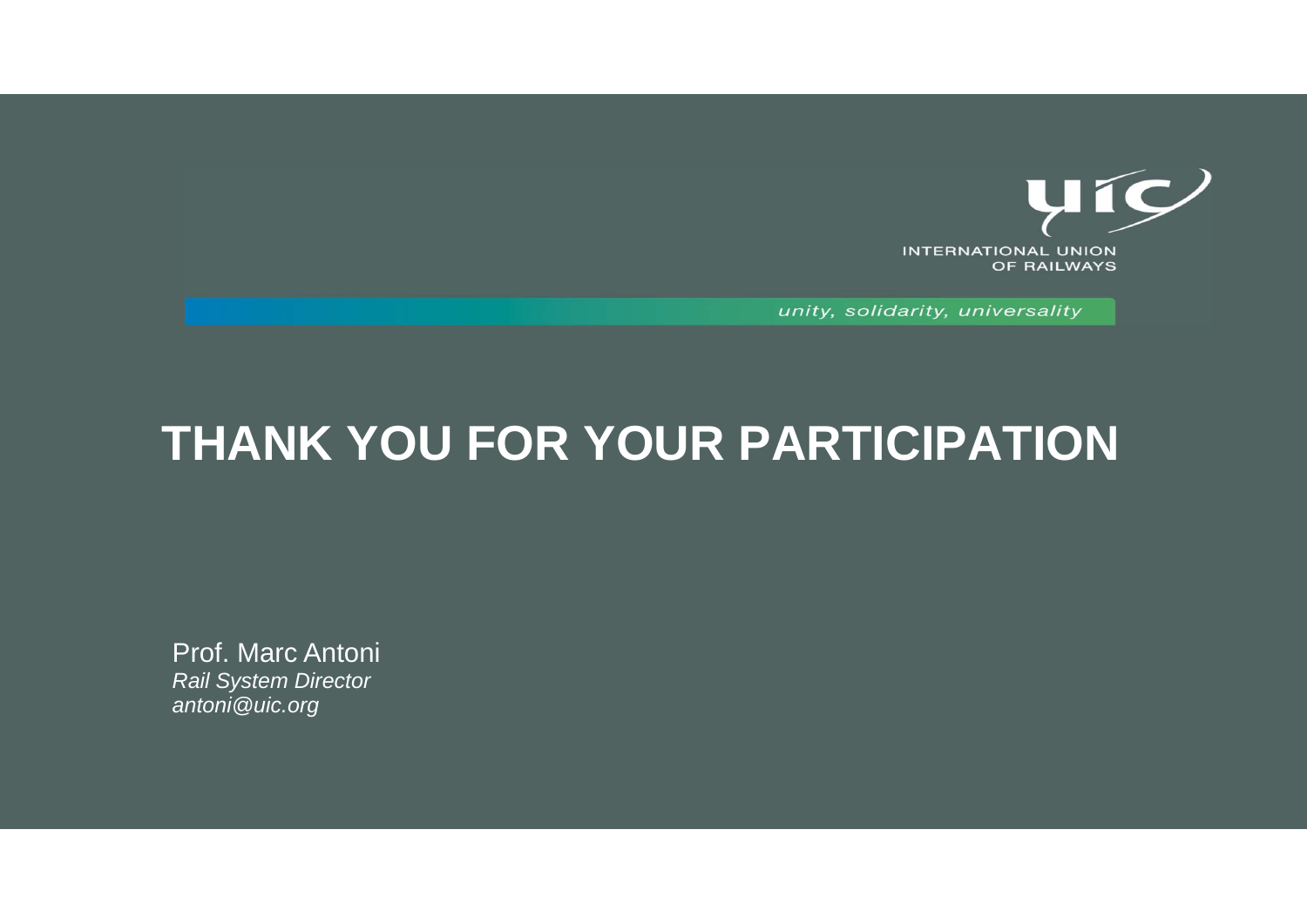INTERNATIONAL UNION OF RAILWAYS

*unity, solidarity, universality*

# THANK YOU FOR YOUR PARTICIPATION

Prof. Marc Antoni
*Rail System Director*
*antoni@uic.org*